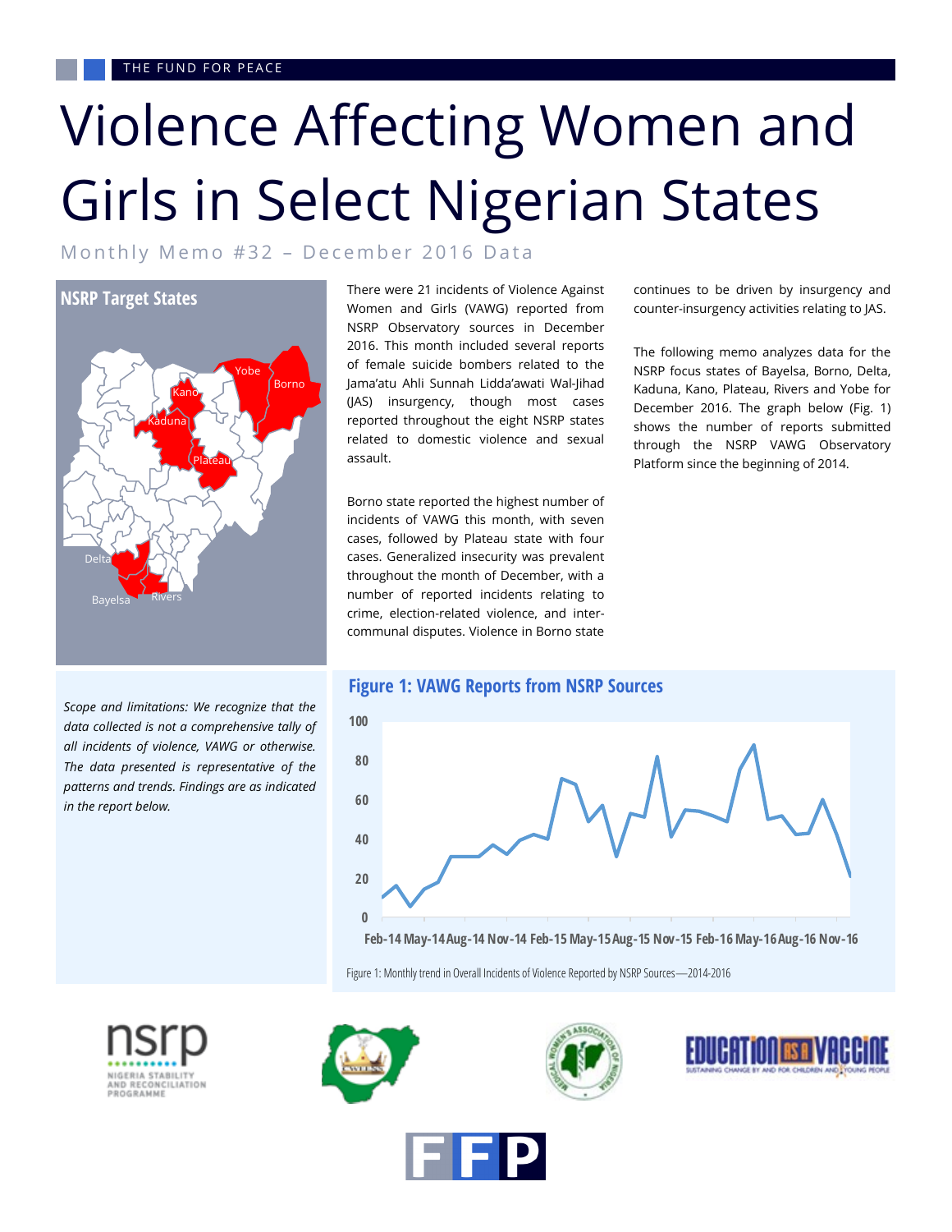THE FUND FOR PEACE

# Violence Affecting Women and Girls in Select Nigerian States

Monthly Memo #32 – December 2016 Data

**NSRP Target States**

Yobe, Borno, Kano, Kaduna, Plateau, Delta, Bayelsa, Rivers

*Scope and limitations: We recognize that the data collected is not a comprehensive tally of all incidents of violence, VAWG or otherwise. The data presented is representative of the patterns and trends. Findings are as indicated in the report below.*

There were 21 incidents of Violence Against Women and Girls (VAWG) reported from NSRP Observatory sources in December 2016. This month included several reports of female suicide bombers related to the Jama'atu Ahli Sunnah Lidda'awati Wal-Jihad (JAS) insurgency, though most cases reported throughout the eight NSRP states related to domestic violence and sexual assault.

Borno state reported the highest number of incidents of VAWG this month, with seven cases, followed by Plateau state with four cases. Generalized insecurity was prevalent throughout the month of December, with a number of reported incidents relating to crime, election-related violence, and inter-communal disputes. Violence in Borno state continues to be driven by insurgency and counter-insurgency activities relating to JAS.

The following memo analyzes data for the NSRP focus states of Bayelsa, Borno, Delta, Kaduna, Kano, Plateau, Rivers and Yobe for December 2016. The graph below (Fig. 1) shows the number of reports submitted through the NSRP VAWG Observatory Platform since the beginning of 2014.

**Figure 1: VAWG Reports from NSRP Sources**

Figure 1: Monthly trend in Overall Incidents of Violence Reported by NSRP Sources—2014-2016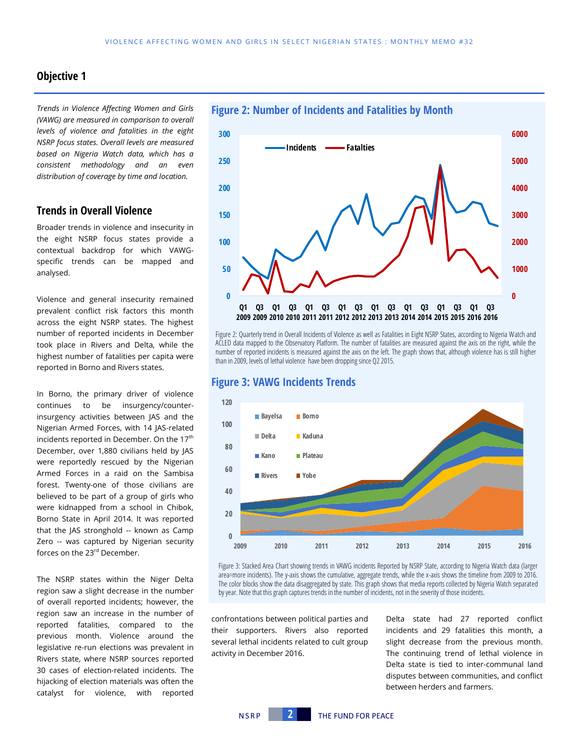## Objective 1

*Trends in Violence Affecting Women and Girls (VAWG) are measured in comparison to overall levels of violence and fatalities in the eight NSRP focus states. Overall levels are measured based on Nigeria Watch data, which has a consistent methodology and an even distribution of coverage by time and location.*

### Trends in Overall Violence

Broader trends in violence and insecurity in the eight NSRP focus states provide a contextual backdrop for which VAWG-specific trends can be mapped and analysed.

Violence and general insecurity remained prevalent conflict risk factors this month across the eight NSRP states. The highest number of reported incidents in December took place in Rivers and Delta, while the highest number of fatalities per capita were reported in Borno and Rivers states.

In Borno, the primary driver of violence continues to be insurgency/counter-insurgency activities between JAS and the Nigerian Armed Forces, with 14 JAS-related incidents reported in December. On the 17th December, over 1,880 civilians held by JAS were reportedly rescued by the Nigerian Armed Forces in a raid on the Sambisa forest. Twenty-one of those civilians are believed to be part of a group of girls who were kidnapped from a school in Chibok, Borno State in April 2014. It was reported that the JAS stronghold -- known as Camp Zero -- was captured by Nigerian security forces on the 23rd December.

The NSRP states within the Niger Delta region saw a slight decrease in the number of overall reported incidents; however, the region saw an increase in the number of reported fatalities, compared to the previous month. Violence around the legislative re-run elections was prevalent in Rivers state, where NSRP sources reported 30 cases of election-related incidents. The hijacking of election materials was often the catalyst for violence, with reported confrontations between political parties and their supporters. Rivers also reported several lethal incidents related to cult group activity in December 2016.

Delta state had 27 reported conflict incidents and 29 fatalities this month, a slight decrease from the previous month. The continuing trend of lethal violence in Delta state is tied to inter-communal land disputes between communities, and conflict between herders and farmers.

### Figure 2: Number of Incidents and Fatalities by Month

Figure 2: Quarterly trend in Overall Incidents of Violence as well as Fatalities in Eight NSRP States, according to Nigeria Watch and ACLED data mapped to the Observatory Platform. The number of fatalities are measured against the axis on the right, while the number of reported incidents is measured against the axis on the left. The graph shows that, although violence has is still higher than in 2009, levels of lethal violence have been dropping since Q2 2015.

### Figure 3: VAWG Incidents Trends

Figure 3: Stacked Area Chart showing trends in VAWG incidents Reported by NSRP State, according to Nigeria Watch data (larger area=more incidents). The y-axis shows the cumulative, aggregate trends, while the x-axis shows the timeline from 2009 to 2016. The color blocks show the data disaggregated by state. This graph shows that media reports collected by Nigeria Watch separated by year. Note that this graph captures trends in the number of incidents, not in the severity of those incidents.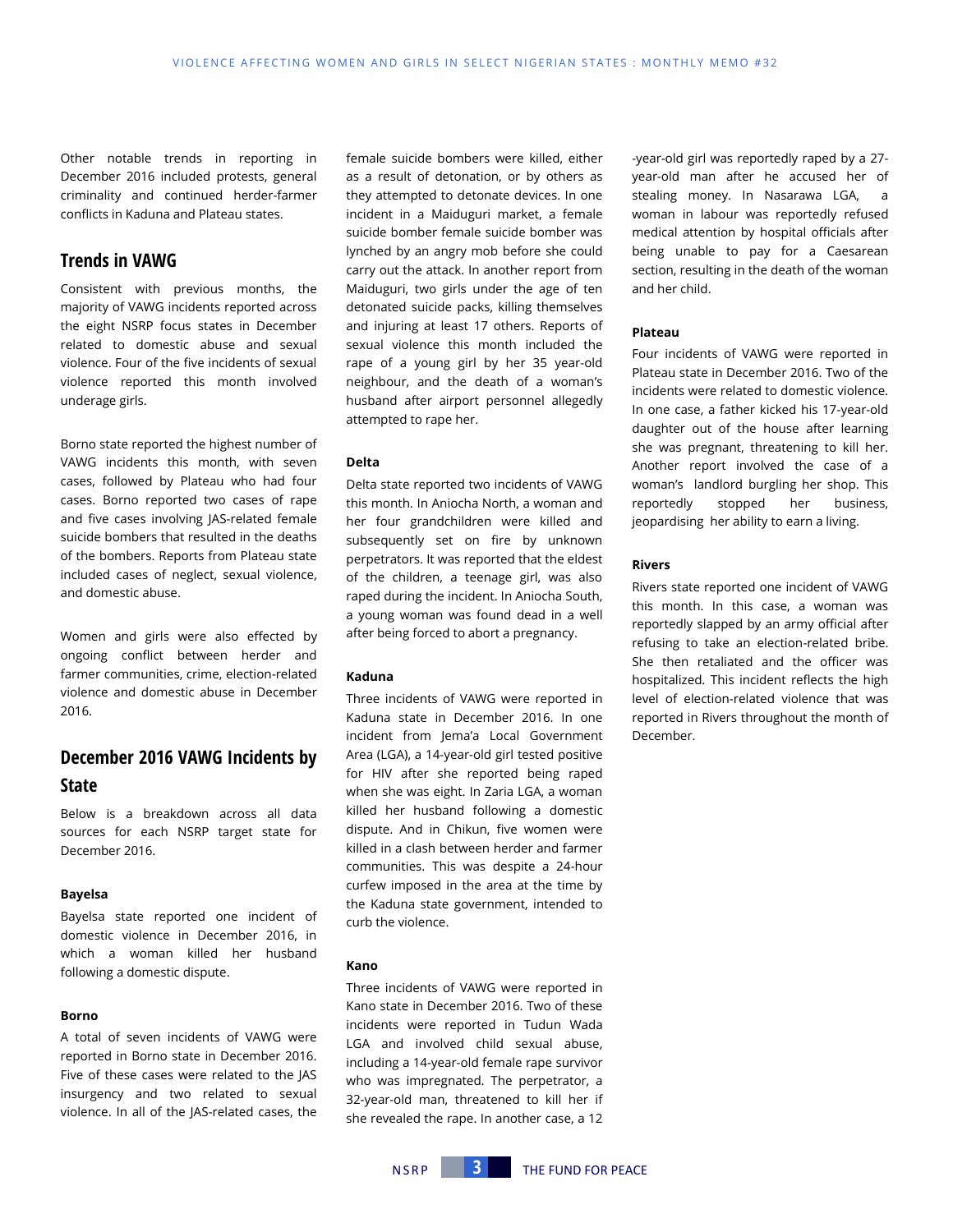Other notable trends in reporting in December 2016 included protests, general criminality and continued herder-farmer conflicts in Kaduna and Plateau states.

## Trends in VAWG

Consistent with previous months, the majority of VAWG incidents reported across the eight NSRP focus states in December related to domestic abuse and sexual violence. Four of the five incidents of sexual violence reported this month involved underage girls.

Borno state reported the highest number of VAWG incidents this month, with seven cases, followed by Plateau who had four cases. Borno reported two cases of rape and five cases involving JAS-related female suicide bombers that resulted in the deaths of the bombers. Reports from Plateau state included cases of neglect, sexual violence, and domestic abuse.

Women and girls were also effected by ongoing conflict between herder and farmer communities, crime, election-related violence and domestic abuse in December 2016.

## December 2016 VAWG Incidents by State

Below is a breakdown across all data sources for each NSRP target state for December 2016.

### Bayelsa

Bayelsa state reported one incident of domestic violence in December 2016, in which a woman killed her husband following a domestic dispute.

### Borno

A total of seven incidents of VAWG were reported in Borno state in December 2016. Five of these cases were related to the JAS insurgency and two related to sexual violence. In all of the JAS-related cases, the female suicide bombers were killed, either as a result of detonation, or by others as they attempted to detonate devices. In one incident in a Maiduguri market, a female suicide bomber female suicide bomber was lynched by an angry mob before she could carry out the attack. In another report from Maiduguri, two girls under the age of ten detonated suicide packs, killing themselves and injuring at least 17 others. Reports of sexual violence this month included the rape of a young girl by her 35 year-old neighbour, and the death of a woman's husband after airport personnel allegedly attempted to rape her.

### Delta

Delta state reported two incidents of VAWG this month. In Aniocha North, a woman and her four grandchildren were killed and subsequently set on fire by unknown perpetrators. It was reported that the eldest of the children, a teenage girl, was also raped during the incident. In Aniocha South, a young woman was found dead in a well after being forced to abort a pregnancy.

### Kaduna

Three incidents of VAWG were reported in Kaduna state in December 2016. In one incident from Jema'a Local Government Area (LGA), a 14-year-old girl tested positive for HIV after she reported being raped when she was eight. In Zaria LGA, a woman killed her husband following a domestic dispute. And in Chikun, five women were killed in a clash between herder and farmer communities. This was despite a 24-hour curfew imposed in the area at the time by the Kaduna state government, intended to curb the violence.

### Kano

Three incidents of VAWG were reported in Kano state in December 2016. Two of these incidents were reported in Tudun Wada LGA and involved child sexual abuse, including a 14-year-old female rape survivor who was impregnated. The perpetrator, a 32-year-old man, threatened to kill her if she revealed the rape. In another case, a 12-year-old girl was reportedly raped by a 27-year-old man after he accused her of stealing money. In Nasarawa LGA, a woman in labour was reportedly refused medical attention by hospital officials after being unable to pay for a Caesarean section, resulting in the death of the woman and her child.

### Plateau

Four incidents of VAWG were reported in Plateau state in December 2016. Two of the incidents were related to domestic violence. In one case, a father kicked his 17-year-old daughter out of the house after learning she was pregnant, threatening to kill her. Another report involved the case of a woman's landlord burgling her shop. This reportedly stopped her business, jeopardising her ability to earn a living.

### Rivers

Rivers state reported one incident of VAWG this month. In this case, a woman was reportedly slapped by an army official after refusing to take an election-related bribe. She then retaliated and the officer was hospitalized. This incident reflects the high level of election-related violence that was reported in Rivers throughout the month of December.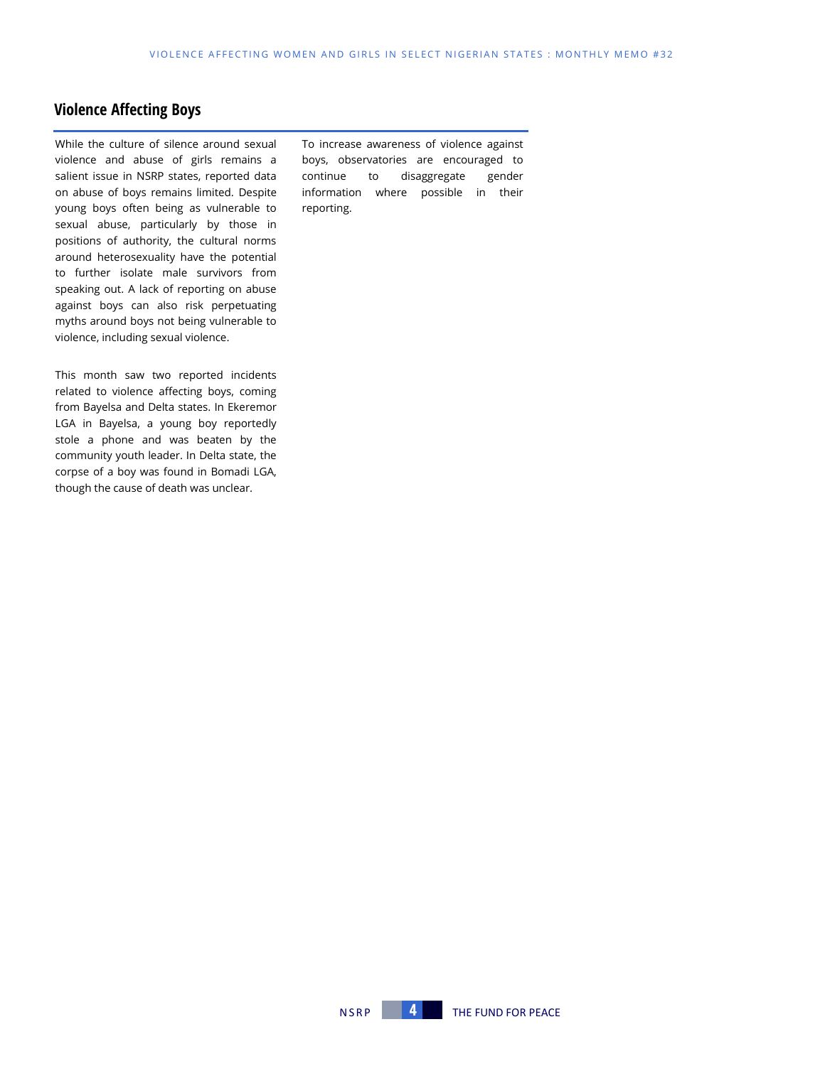## Violence Affecting Boys

While the culture of silence around sexual violence and abuse of girls remains a salient issue in NSRP states, reported data on abuse of boys remains limited. Despite young boys often being as vulnerable to sexual abuse, particularly by those in positions of authority, the cultural norms around heterosexuality have the potential to further isolate male survivors from speaking out. A lack of reporting on abuse against boys can also risk perpetuating myths around boys not being vulnerable to violence, including sexual violence.

This month saw two reported incidents related to violence affecting boys, coming from Bayelsa and Delta states. In Ekeremor LGA in Bayelsa, a young boy reportedly stole a phone and was beaten by the community youth leader. In Delta state, the corpse of a boy was found in Bomadi LGA, though the cause of death was unclear.

To increase awareness of violence against boys, observatories are encouraged to continue to disaggregate gender information where possible in their reporting.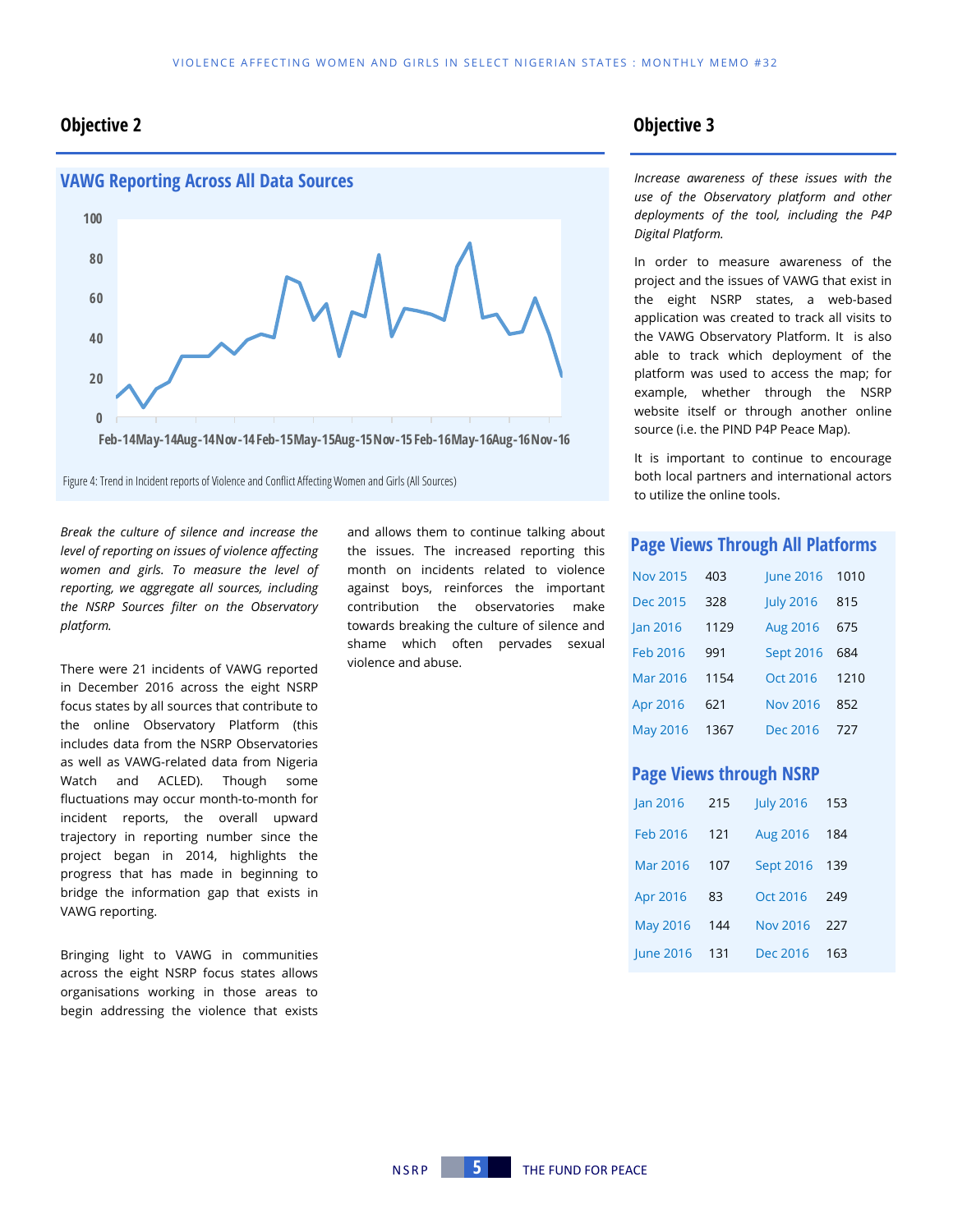## Objective 2

### VAWG Reporting Across All Data Sources

Figure 4: Trend in Incident reports of Violence and Conflict Affecting Women and Girls (All Sources)

*Break the culture of silence and increase the level of reporting on issues of violence affecting women and girls. To measure the level of reporting, we aggregate all sources, including the NSRP Sources filter on the Observatory platform.*

There were 21 incidents of VAWG reported in December 2016 across the eight NSRP focus states by all sources that contribute to the online Observatory Platform (this includes data from the NSRP Observatories as well as VAWG-related data from Nigeria Watch and ACLED). Though some fluctuations may occur month-to-month for incident reports, the overall upward trajectory in reporting number since the project began in 2014, highlights the progress that has made in beginning to bridge the information gap that exists in VAWG reporting.

Bringing light to VAWG in communities across the eight NSRP focus states allows organisations working in those areas to begin addressing the violence that exists and allows them to continue talking about the issues. The increased reporting this month on incidents related to violence against boys, reinforces the important contribution the observatories make towards breaking the culture of silence and shame which often pervades sexual violence and abuse.

## Objective 3

*Increase awareness of these issues with the use of the Observatory platform and other deployments of the tool, including the P4P Digital Platform.*

In order to measure awareness of the project and the issues of VAWG that exist in the eight NSRP states, a web-based application was created to track all visits to the VAWG Observatory Platform. It is also able to track which deployment of the platform was used to access the map; for example, whether through the NSRP website itself or through another online source (i.e. the PIND P4P Peace Map).

It is important to continue to encourage both local partners and international actors to utilize the online tools.

### Page Views Through All Platforms

| Month | Views | Month | Views |
|---|---|---|---|
| Nov 2015 | 403 | June 2016 | 1010 |
| Dec 2015 | 328 | July 2016 | 815 |
| Jan 2016 | 1129 | Aug 2016 | 675 |
| Feb 2016 | 991 | Sept 2016 | 684 |
| Mar 2016 | 1154 | Oct 2016 | 1210 |
| Apr 2016 | 621 | Nov 2016 | 852 |
| May 2016 | 1367 | Dec 2016 | 727 |

### Page Views through NSRP

| Month | Views | Month | Views |
|---|---|---|---|
| Jan 2016 | 215 | July 2016 | 153 |
| Feb 2016 | 121 | Aug 2016 | 184 |
| Mar 2016 | 107 | Sept 2016 | 139 |
| Apr 2016 | 83 | Oct 2016 | 249 |
| May 2016 | 144 | Nov 2016 | 227 |
| June 2016 | 131 | Dec 2016 | 163 |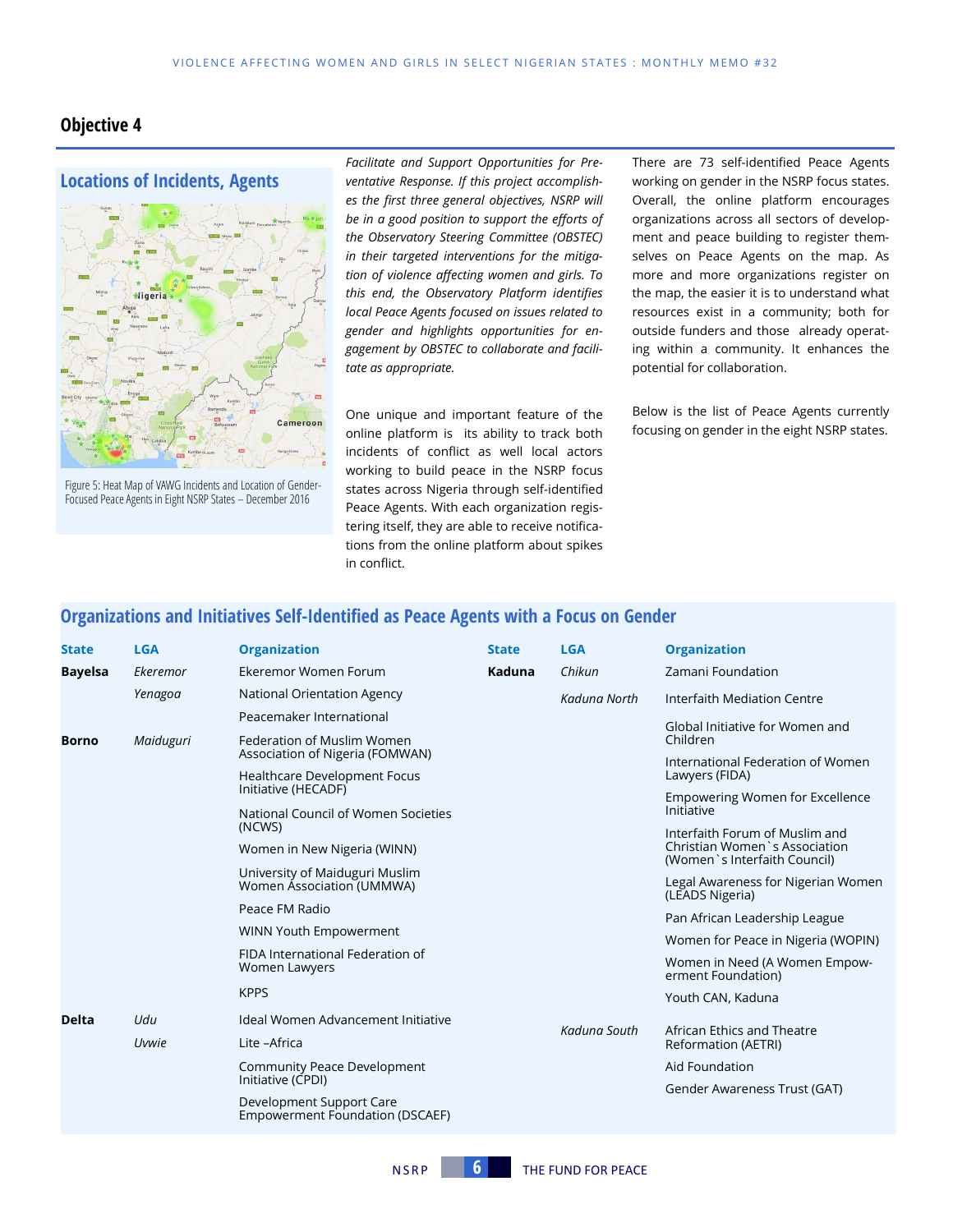## Objective 4

### Locations of Incidents, Agents

Figure 5: Heat Map of VAWG Incidents and Location of Gender-Focused Peace Agents in Eight NSRP States – December 2016

*Facilitate and Support Opportunities for Preventative Response. If this project accomplishes the first three general objectives, NSRP will be in a good position to support the efforts of the Observatory Steering Committee (OBSTEC) in their targeted interventions for the mitigation of violence affecting women and girls. To this end, the Observatory Platform identifies local Peace Agents focused on issues related to gender and highlights opportunities for engagement by OBSTEC to collaborate and facilitate as appropriate.*

One unique and important feature of the online platform is its ability to track both incidents of conflict as well local actors working to build peace in the NSRP focus states across Nigeria through self-identified Peace Agents. With each organization registering itself, they are able to receive notifications from the online platform about spikes in conflict.

There are 73 self-identified Peace Agents working on gender in the NSRP focus states. Overall, the online platform encourages organizations across all sectors of development and peace building to register themselves on Peace Agents on the map. As more and more organizations register on the map, the easier it is to understand what resources exist in a community; both for outside funders and those already operating within a community. It enhances the potential for collaboration.

Below is the list of Peace Agents currently focusing on gender in the eight NSRP states.

### Organizations and Initiatives Self-Identified as Peace Agents with a Focus on Gender

| State | LGA | Organization |
|---|---|---|
| **Bayelsa** | *Ekeremor* | Ekeremor Women Forum |
| | *Yenagoa* | National Orientation Agency |
| | | Peacemaker International |
| **Borno** | *Maiduguri* | Federation of Muslim Women Association of Nigeria (FOMWAN) |
| | | Healthcare Development Focus Initiative (HECADF) |
| | | National Council of Women Societies (NCWS) |
| | | Women in New Nigeria (WINN) |
| | | University of Maiduguri Muslim Women Association (UMMWA) |
| | | Peace FM Radio |
| | | WINN Youth Empowerment |
| | | FIDA International Federation of Women Lawyers |
| | | KPPS |
| **Delta** | *Udu* | Ideal Women Advancement Initiative |
| | *Uvwie* | Lite –Africa |
| | | Community Peace Development Initiative (CPDI) |
| | | Development Support Care Empowerment Foundation (DSCAEF) |
| **Kaduna** | *Chikun* | Zamani Foundation |
| | *Kaduna North* | Interfaith Mediation Centre |
| | | Global Initiative for Women and Children |
| | | International Federation of Women Lawyers (FIDA) |
| | | Empowering Women for Excellence Initiative |
| | | Interfaith Forum of Muslim and Christian Women`s Association (Women`s Interfaith Council) |
| | | Legal Awareness for Nigerian Women (LEADS Nigeria) |
| | | Pan African Leadership League |
| | | Women for Peace in Nigeria (WOPIN) |
| | | Women in Need (A Women Empowerment Foundation) |
| | | Youth CAN, Kaduna |
| | *Kaduna South* | African Ethics and Theatre Reformation (AETRI) |
| | | Aid Foundation |
| | | Gender Awareness Trust (GAT) |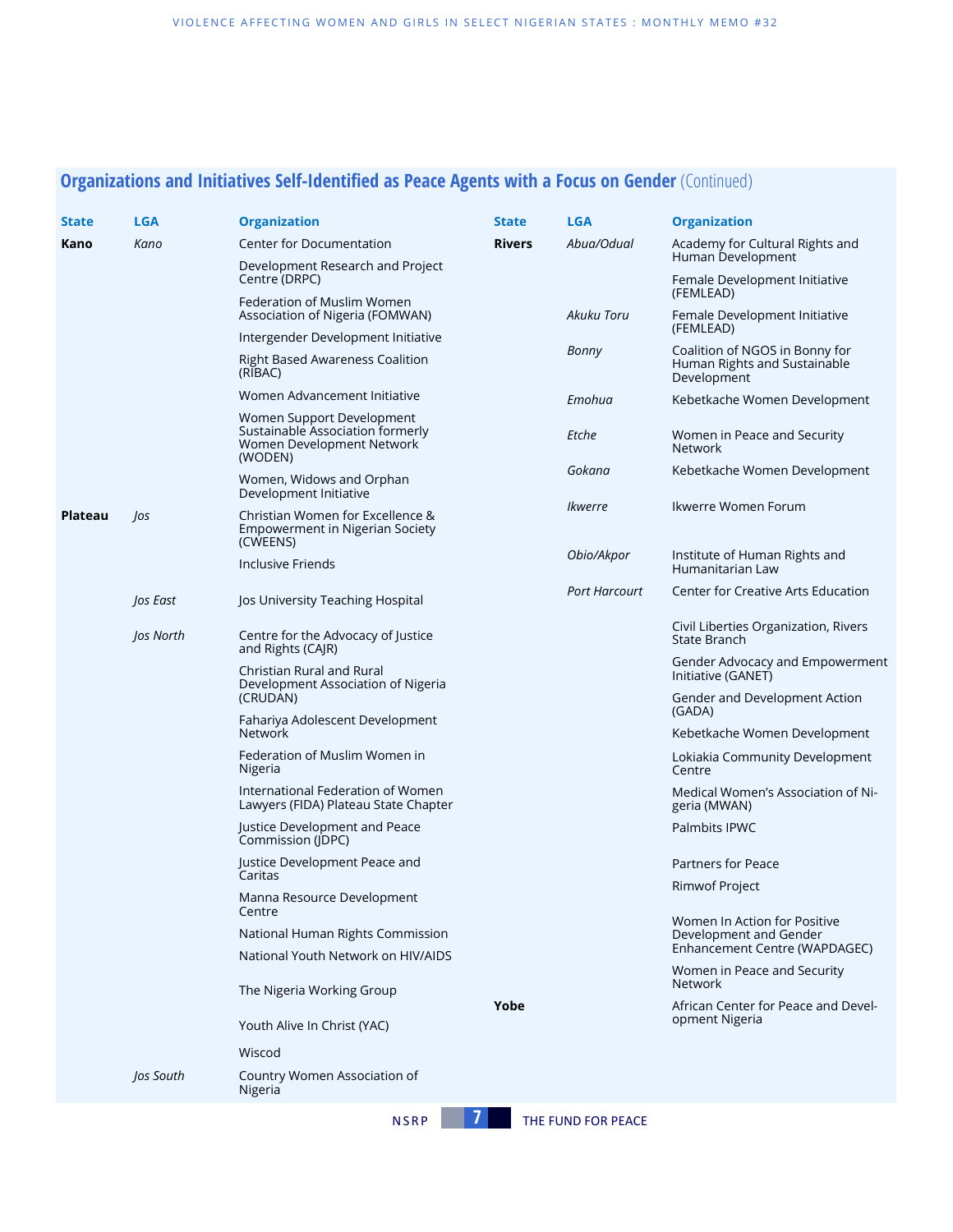## Organizations and Initiatives Self-Identified as Peace Agents with a Focus on Gender (Continued)

| State | LGA | Organization |
|---|---|---|
| **Kano** | *Kano* | Center for Documentation |
| | | Development Research and Project Centre (DRPC) |
| | | Federation of Muslim Women Association of Nigeria (FOMWAN) |
| | | Intergender Development Initiative |
| | | Right Based Awareness Coalition (RIBAC) |
| | | Women Advancement Initiative |
| | | Women Support Development Sustainable Association formerly Women Development Network (WODEN) |
| | | Women, Widows and Orphan Development Initiative |
| **Plateau** | *Jos* | Christian Women for Excellence & Empowerment in Nigerian Society (CWEENS) |
| | | Inclusive Friends |
| | *Jos East* | Jos University Teaching Hospital |
| | *Jos North* | Centre for the Advocacy of Justice and Rights (CAJR) |
| | | Christian Rural and Rural Development Association of Nigeria (CRUDAN) |
| | | Fahariya Adolescent Development Network |
| | | Federation of Muslim Women in Nigeria |
| | | International Federation of Women Lawyers (FIDA) Plateau State Chapter |
| | | Justice Development and Peace Commission (JDPC) |
| | | Justice Development Peace and Caritas |
| | | Manna Resource Development Centre |
| | | National Human Rights Commission |
| | | National Youth Network on HIV/AIDS |
| | | The Nigeria Working Group |
| | | Youth Alive In Christ (YAC) |
| | | Wiscod |
| | *Jos South* | Country Women Association of Nigeria |
| **Rivers** | *Abua/Odual* | Academy for Cultural Rights and Human Development |
| | | Female Development Initiative (FEMLEAD) |
| | *Akuku Toru* | Female Development Initiative (FEMLEAD) |
| | *Bonny* | Coalition of NGOS in Bonny for Human Rights and Sustainable Development |
| | *Emohua* | Kebetkache Women Development |
| | *Etche* | Women in Peace and Security Network |
| | *Gokana* | Kebetkache Women Development |
| | *Ikwerre* | Ikwerre Women Forum |
| | *Obio/Akpor* | Institute of Human Rights and Humanitarian Law |
| | *Port Harcourt* | Center for Creative Arts Education |
| | | Civil Liberties Organization, Rivers State Branch |
| | | Gender Advocacy and Empowerment Initiative (GANET) |
| | | Gender and Development Action (GADA) |
| | | Kebetkache Women Development |
| | | Lokiakia Community Development Centre |
| | | Medical Women's Association of Nigeria (MWAN) |
| | | Palmbits IPWC |
| | | Partners for Peace |
| | | Rimwof Project |
| | | Women In Action for Positive Development and Gender Enhancement Centre (WAPDAGEC) |
| | | Women in Peace and Security Network |
| **Yobe** | | African Center for Peace and Development Nigeria |